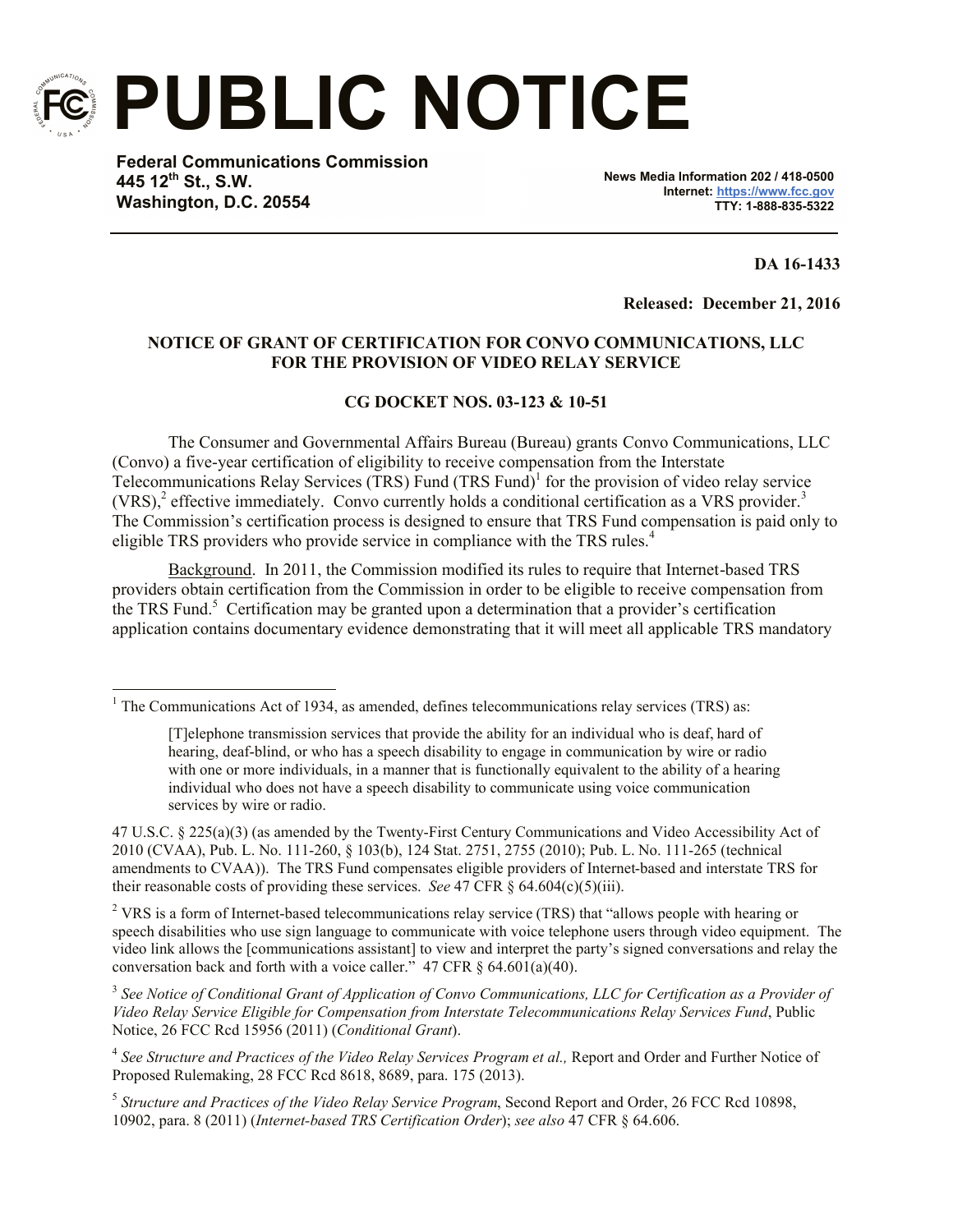# PUBLIC NOTICE

**Federal Communications Commission**
**445 12th St., S.W.**
**Washington, D.C. 20554**

**News Media Information 202 / 418-0500**
**Internet: https://www.fcc.gov**
**TTY: 1-888-835-5322**

**DA 16-1433**

**Released: December 21, 2016**

**NOTICE OF GRANT OF CERTIFICATION FOR CONVO COMMUNICATIONS, LLC FOR THE PROVISION OF VIDEO RELAY SERVICE**

**CG DOCKET NOS. 03-123 & 10-51**

The Consumer and Governmental Affairs Bureau (Bureau) grants Convo Communications, LLC (Convo) a five-year certification of eligibility to receive compensation from the Interstate Telecommunications Relay Services (TRS) Fund (TRS Fund)[1] for the provision of video relay service (VRS),[2] effective immediately. Convo currently holds a conditional certification as a VRS provider.[3] The Commission's certification process is designed to ensure that TRS Fund compensation is paid only to eligible TRS providers who provide service in compliance with the TRS rules.[4]

Background. In 2011, the Commission modified its rules to require that Internet-based TRS providers obtain certification from the Commission in order to be eligible to receive compensation from the TRS Fund.[5] Certification may be granted upon a determination that a provider's certification application contains documentary evidence demonstrating that it will meet all applicable TRS mandatory

---

[1] The Communications Act of 1934, as amended, defines telecommunications relay services (TRS) as:

> [T]elephone transmission services that provide the ability for an individual who is deaf, hard of hearing, deaf-blind, or who has a speech disability to engage in communication by wire or radio with one or more individuals, in a manner that is functionally equivalent to the ability of a hearing individual who does not have a speech disability to communicate using voice communication services by wire or radio.

47 U.S.C. § 225(a)(3) (as amended by the Twenty-First Century Communications and Video Accessibility Act of 2010 (CVAA), Pub. L. No. 111-260, § 103(b), 124 Stat. 2751, 2755 (2010); Pub. L. No. 111-265 (technical amendments to CVAA)). The TRS Fund compensates eligible providers of Internet-based and interstate TRS for their reasonable costs of providing these services. *See* 47 CFR § 64.604(c)(5)(iii).

[2] VRS is a form of Internet-based telecommunications relay service (TRS) that "allows people with hearing or speech disabilities who use sign language to communicate with voice telephone users through video equipment. The video link allows the [communications assistant] to view and interpret the party's signed conversations and relay the conversation back and forth with a voice caller." 47 CFR § 64.601(a)(40).

[3] *See Notice of Conditional Grant of Application of Convo Communications, LLC for Certification as a Provider of Video Relay Service Eligible for Compensation from Interstate Telecommunications Relay Services Fund*, Public Notice, 26 FCC Rcd 15956 (2011) (*Conditional Grant*).

[4] *See Structure and Practices of the Video Relay Services Program et al.,* Report and Order and Further Notice of Proposed Rulemaking, 28 FCC Rcd 8618, 8689, para. 175 (2013).

[5] *Structure and Practices of the Video Relay Service Program*, Second Report and Order, 26 FCC Rcd 10898, 10902, para. 8 (2011) (*Internet-based TRS Certification Order*); *see also* 47 CFR § 64.606.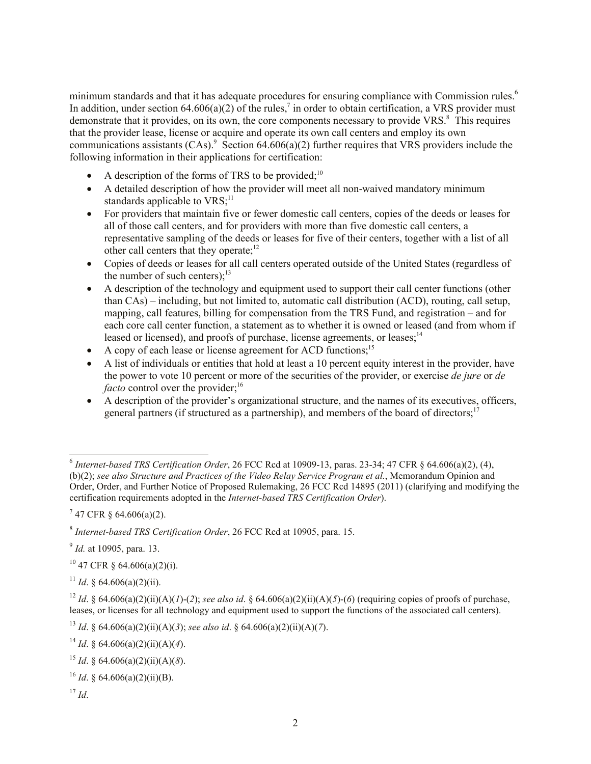minimum standards and that it has adequate procedures for ensuring compliance with Commission rules.[6] In addition, under section 64.606(a)(2) of the rules,[7] in order to obtain certification, a VRS provider must demonstrate that it provides, on its own, the core components necessary to provide VRS.[8] This requires that the provider lease, license or acquire and operate its own call centers and employ its own communications assistants (CAs).[9] Section 64.606(a)(2) further requires that VRS providers include the following information in their applications for certification:

- A description of the forms of TRS to be provided;[10]
- A detailed description of how the provider will meet all non-waived mandatory minimum standards applicable to VRS;[11]
- For providers that maintain five or fewer domestic call centers, copies of the deeds or leases for all of those call centers, and for providers with more than five domestic call centers, a representative sampling of the deeds or leases for five of their centers, together with a list of all other call centers that they operate;[12]
- Copies of deeds or leases for all call centers operated outside of the United States (regardless of the number of such centers);[13]
- A description of the technology and equipment used to support their call center functions (other than CAs) – including, but not limited to, automatic call distribution (ACD), routing, call setup, mapping, call features, billing for compensation from the TRS Fund, and registration – and for each core call center function, a statement as to whether it is owned or leased (and from whom if leased or licensed), and proofs of purchase, license agreements, or leases;[14]
- A copy of each lease or license agreement for ACD functions;[15]
- A list of individuals or entities that hold at least a 10 percent equity interest in the provider, have the power to vote 10 percent or more of the securities of the provider, or exercise *de jure* or *de facto* control over the provider;[16]
- A description of the provider's organizational structure, and the names of its executives, officers, general partners (if structured as a partnership), and members of the board of directors;[17]

---

[6] *Internet-based TRS Certification Order*, 26 FCC Rcd at 10909-13, paras. 23-34; 47 CFR § 64.606(a)(2), (4), (b)(2); *see also Structure and Practices of the Video Relay Service Program et al.*, Memorandum Opinion and Order, Order, and Further Notice of Proposed Rulemaking, 26 FCC Rcd 14895 (2011) (clarifying and modifying the certification requirements adopted in the *Internet-based TRS Certification Order*).

[7] 47 CFR § 64.606(a)(2).

[8] *Internet-based TRS Certification Order*, 26 FCC Rcd at 10905, para. 15.

[9] *Id.* at 10905, para. 13.

[10] 47 CFR § 64.606(a)(2)(i).

[11] *Id*. § 64.606(a)(2)(ii).

[12] *Id*. § 64.606(a)(2)(ii)(A)(*1*)-(*2*); *see also id*. § 64.606(a)(2)(ii)(A)(*5*)-(*6*) (requiring copies of proofs of purchase, leases, or licenses for all technology and equipment used to support the functions of the associated call centers).

[13] *Id*. § 64.606(a)(2)(ii)(A)(*3*); *see also id*. § 64.606(a)(2)(ii)(A)(*7*).

[14] *Id*. § 64.606(a)(2)(ii)(A)(*4*).

[15] *Id*. § 64.606(a)(2)(ii)(A)(*8*).

[16] *Id*. § 64.606(a)(2)(ii)(B).

[17] *Id*.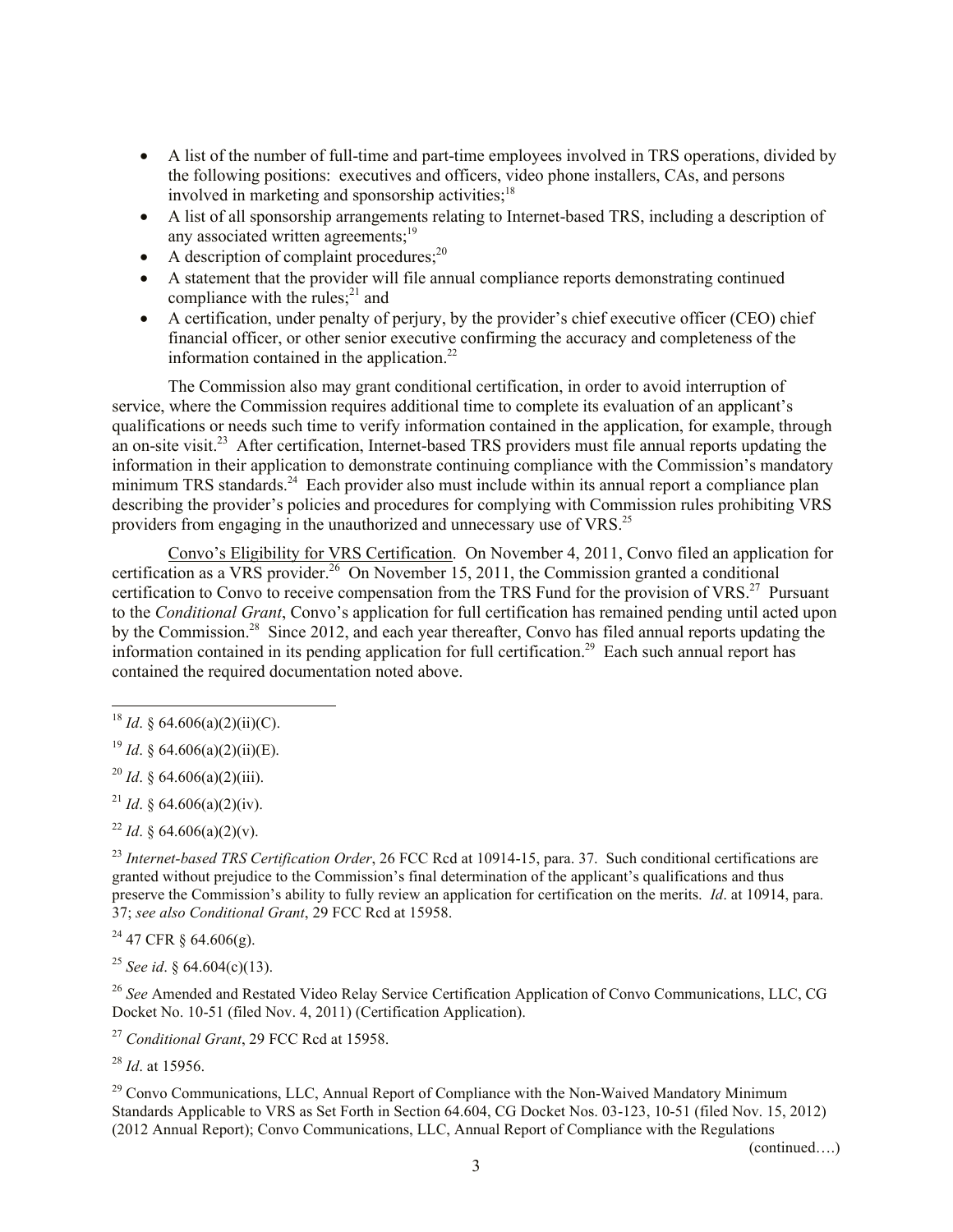- A list of the number of full-time and part-time employees involved in TRS operations, divided by the following positions: executives and officers, video phone installers, CAs, and persons involved in marketing and sponsorship activities;[18]
- A list of all sponsorship arrangements relating to Internet-based TRS, including a description of any associated written agreements;[19]
- A description of complaint procedures;[20]
- A statement that the provider will file annual compliance reports demonstrating continued compliance with the rules;[21] and
- A certification, under penalty of perjury, by the provider's chief executive officer (CEO) chief financial officer, or other senior executive confirming the accuracy and completeness of the information contained in the application.[22]

The Commission also may grant conditional certification, in order to avoid interruption of service, where the Commission requires additional time to complete its evaluation of an applicant's qualifications or needs such time to verify information contained in the application, for example, through an on-site visit.[23] After certification, Internet-based TRS providers must file annual reports updating the information in their application to demonstrate continuing compliance with the Commission's mandatory minimum TRS standards.[24] Each provider also must include within its annual report a compliance plan describing the provider's policies and procedures for complying with Commission rules prohibiting VRS providers from engaging in the unauthorized and unnecessary use of VRS.[25]

Convo's Eligibility for VRS Certification. On November 4, 2011, Convo filed an application for certification as a VRS provider.[26] On November 15, 2011, the Commission granted a conditional certification to Convo to receive compensation from the TRS Fund for the provision of VRS.[27] Pursuant to the *Conditional Grant*, Convo's application for full certification has remained pending until acted upon by the Commission.[28] Since 2012, and each year thereafter, Convo has filed annual reports updating the information contained in its pending application for full certification.[29] Each such annual report has contained the required documentation noted above.

---

[18] *Id*. § 64.606(a)(2)(ii)(C).

[19] *Id*. § 64.606(a)(2)(ii)(E).

[20] *Id*. § 64.606(a)(2)(iii).

[21] *Id*. § 64.606(a)(2)(iv).

[22] *Id*. § 64.606(a)(2)(v).

[23] *Internet-based TRS Certification Order*, 26 FCC Rcd at 10914-15, para. 37. Such conditional certifications are granted without prejudice to the Commission's final determination of the applicant's qualifications and thus preserve the Commission's ability to fully review an application for certification on the merits. *Id*. at 10914, para. 37; *see also Conditional Grant*, 29 FCC Rcd at 15958.

[24] 47 CFR § 64.606(g).

[25] *See id*. § 64.604(c)(13).

[26] *See* Amended and Restated Video Relay Service Certification Application of Convo Communications, LLC, CG Docket No. 10-51 (filed Nov. 4, 2011) (Certification Application).

[27] *Conditional Grant*, 29 FCC Rcd at 15958.

[28] *Id*. at 15956.

[29] Convo Communications, LLC, Annual Report of Compliance with the Non-Waived Mandatory Minimum Standards Applicable to VRS as Set Forth in Section 64.604, CG Docket Nos. 03-123, 10-51 (filed Nov. 15, 2012) (2012 Annual Report); Convo Communications, LLC, Annual Report of Compliance with the Regulations

(continued….)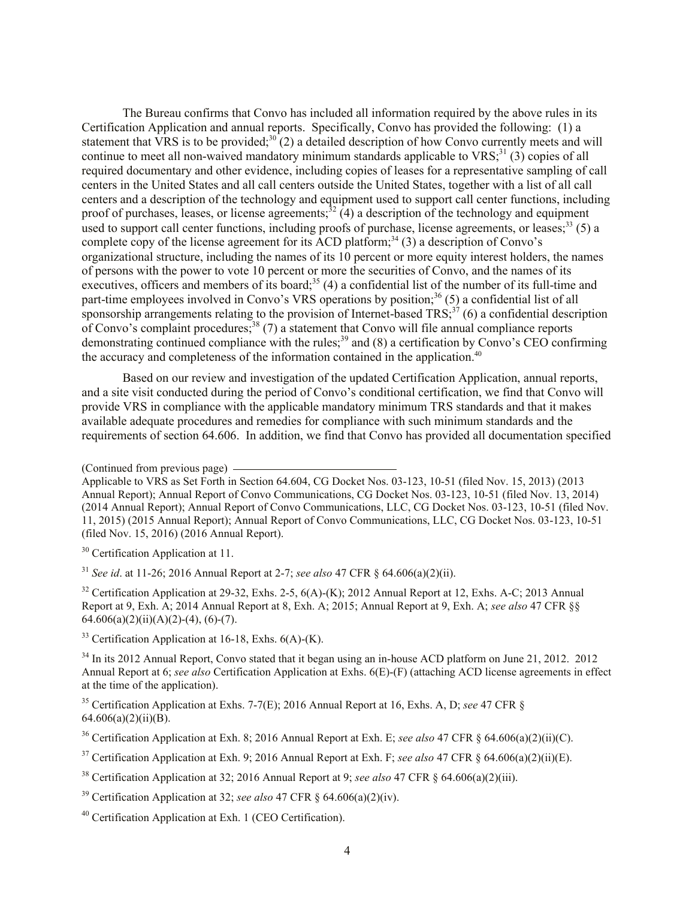The Bureau confirms that Convo has included all information required by the above rules in its Certification Application and annual reports. Specifically, Convo has provided the following: (1) a statement that VRS is to be provided;[30] (2) a detailed description of how Convo currently meets and will continue to meet all non-waived mandatory minimum standards applicable to VRS;[31] (3) copies of all required documentary and other evidence, including copies of leases for a representative sampling of call centers in the United States and all call centers outside the United States, together with a list of all call centers and a description of the technology and equipment used to support call center functions, including proof of purchases, leases, or license agreements;[32] (4) a description of the technology and equipment used to support call center functions, including proofs of purchase, license agreements, or leases;[33] (5) a complete copy of the license agreement for its ACD platform;[34] (3) a description of Convo's organizational structure, including the names of its 10 percent or more equity interest holders, the names of persons with the power to vote 10 percent or more the securities of Convo, and the names of its executives, officers and members of its board;[35] (4) a confidential list of the number of its full-time and part-time employees involved in Convo's VRS operations by position;[36] (5) a confidential list of all sponsorship arrangements relating to the provision of Internet-based TRS;[37] (6) a confidential description of Convo's complaint procedures;[38] (7) a statement that Convo will file annual compliance reports demonstrating continued compliance with the rules;[39] and (8) a certification by Convo's CEO confirming the accuracy and completeness of the information contained in the application.[40]

Based on our review and investigation of the updated Certification Application, annual reports, and a site visit conducted during the period of Convo's conditional certification, we find that Convo will provide VRS in compliance with the applicable mandatory minimum TRS standards and that it makes available adequate procedures and remedies for compliance with such minimum standards and the requirements of section 64.606. In addition, we find that Convo has provided all documentation specified

(Continued from previous page)

Applicable to VRS as Set Forth in Section 64.604, CG Docket Nos. 03-123, 10-51 (filed Nov. 15, 2013) (2013 Annual Report); Annual Report of Convo Communications, CG Docket Nos. 03-123, 10-51 (filed Nov. 13, 2014) (2014 Annual Report); Annual Report of Convo Communications, LLC, CG Docket Nos. 03-123, 10-51 (filed Nov. 11, 2015) (2015 Annual Report); Annual Report of Convo Communications, LLC, CG Docket Nos. 03-123, 10-51 (filed Nov. 15, 2016) (2016 Annual Report).

[30] Certification Application at 11.

[31] *See id*. at 11-26; 2016 Annual Report at 2-7; *see also* 47 CFR § 64.606(a)(2)(ii).

[32] Certification Application at 29-32, Exhs. 2-5, 6(A)-(K); 2012 Annual Report at 12, Exhs. A-C; 2013 Annual Report at 9, Exh. A; 2014 Annual Report at 8, Exh. A; 2015; Annual Report at 9, Exh. A; *see also* 47 CFR §§ 64.606(a)(2)(ii)(A)(2)-(4), (6)-(7).

[33] Certification Application at 16-18, Exhs. 6(A)-(K).

[34] In its 2012 Annual Report, Convo stated that it began using an in-house ACD platform on June 21, 2012. 2012 Annual Report at 6; *see also* Certification Application at Exhs. 6(E)-(F) (attaching ACD license agreements in effect at the time of the application).

[35] Certification Application at Exhs. 7-7(E); 2016 Annual Report at 16, Exhs. A, D; *see* 47 CFR § 64.606(a)(2)(ii)(B).

[36] Certification Application at Exh. 8; 2016 Annual Report at Exh. E; *see also* 47 CFR § 64.606(a)(2)(ii)(C).

[37] Certification Application at Exh. 9; 2016 Annual Report at Exh. F; *see also* 47 CFR § 64.606(a)(2)(ii)(E).

[38] Certification Application at 32; 2016 Annual Report at 9; *see also* 47 CFR § 64.606(a)(2)(iii).

[39] Certification Application at 32; *see also* 47 CFR § 64.606(a)(2)(iv).

[40] Certification Application at Exh. 1 (CEO Certification).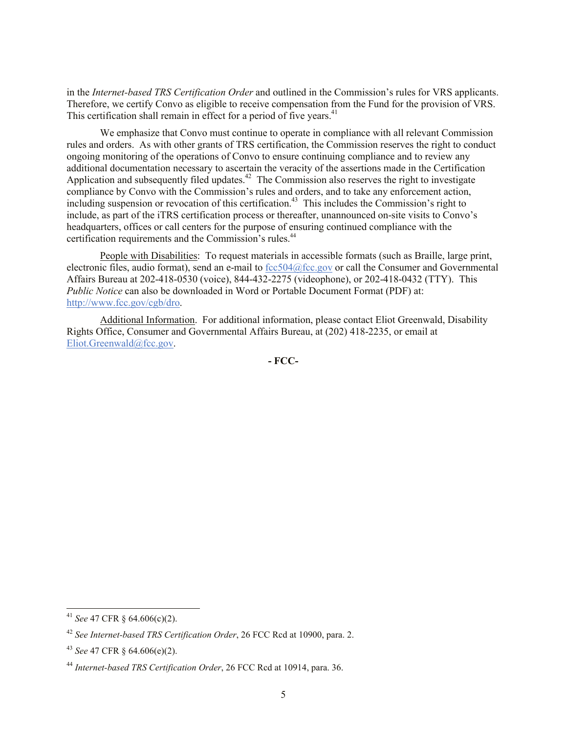in the *Internet-based TRS Certification Order* and outlined in the Commission's rules for VRS applicants. Therefore, we certify Convo as eligible to receive compensation from the Fund for the provision of VRS. This certification shall remain in effect for a period of five years.[41]

We emphasize that Convo must continue to operate in compliance with all relevant Commission rules and orders. As with other grants of TRS certification, the Commission reserves the right to conduct ongoing monitoring of the operations of Convo to ensure continuing compliance and to review any additional documentation necessary to ascertain the veracity of the assertions made in the Certification Application and subsequently filed updates.[42] The Commission also reserves the right to investigate compliance by Convo with the Commission's rules and orders, and to take any enforcement action, including suspension or revocation of this certification.[43] This includes the Commission's right to include, as part of the iTRS certification process or thereafter, unannounced on-site visits to Convo's headquarters, offices or call centers for the purpose of ensuring continued compliance with the certification requirements and the Commission's rules.[44]

People with Disabilities: To request materials in accessible formats (such as Braille, large print, electronic files, audio format), send an e-mail to fcc504@fcc.gov or call the Consumer and Governmental Affairs Bureau at 202-418-0530 (voice), 844-432-2275 (videophone), or 202-418-0432 (TTY). This *Public Notice* can also be downloaded in Word or Portable Document Format (PDF) at: http://www.fcc.gov/cgb/dro.

Additional Information. For additional information, please contact Eliot Greenwald, Disability Rights Office, Consumer and Governmental Affairs Bureau, at (202) 418-2235, or email at Eliot.Greenwald@fcc.gov.

**- FCC-**

---

[41] *See* 47 CFR § 64.606(c)(2).

[42] *See Internet-based TRS Certification Order*, 26 FCC Rcd at 10900, para. 2.

[43] *See* 47 CFR § 64.606(e)(2).

[44] *Internet-based TRS Certification Order*, 26 FCC Rcd at 10914, para. 36.